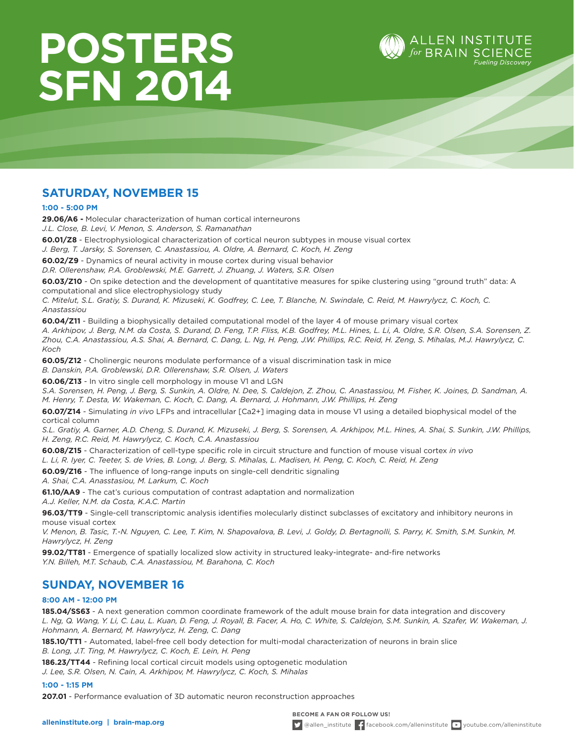# POSTERS SFN 2014

ALLEN INSTITUTE *for* BRAIN SCIENCE
*Fueling Discovery*

## SATURDAY, NOVEMBER 15

### 1:00 - 5:00 PM

**29.06/A6 -** Molecular characterization of human cortical interneurons
*J.L. Close, B. Levi, V. Menon, S. Anderson, S. Ramanathan*

**60.01/Z8** - Electrophysiological characterization of cortical neuron subtypes in mouse visual cortex
*J. Berg, T. Jarsky, S. Sorensen, C. Anastassiou, A. Oldre, A. Bernard, C. Koch, H. Zeng*

**60.02/Z9** - Dynamics of neural activity in mouse cortex during visual behavior
*D.R. Ollerenshaw, P.A. Groblewski, M.E. Garrett, J. Zhuang, J. Waters, S.R. Olsen*

**60.03/Z10** - On spike detection and the development of quantitative measures for spike clustering using "ground truth" data: A computational and slice electrophysiology study
*C. Mitelut, S.L. Gratiy, S. Durand, K. Mizuseki, K. Godfrey, C. Lee, T. Blanche, N. Swindale, C. Reid, M. Hawrylycz, C. Koch, C. Anastassiou*

**60.04/Z11** - Building a biophysically detailed computational model of the layer 4 of mouse primary visual cortex
*A. Arkhipov, J. Berg, N.M. da Costa, S. Durand, D. Feng, T.P. Fliss, K.B. Godfrey, M.L. Hines, L. Li, A. Oldre, S.R. Olsen, S.A. Sorensen, Z. Zhou, C.A. Anastassiou, A.S. Shai, A. Bernard, C. Dang, L. Ng, H. Peng, J.W. Phillips, R.C. Reid, H. Zeng, S. Mihalas, M.J. Hawrylycz, C. Koch*

**60.05/Z12** - Cholinergic neurons modulate performance of a visual discrimination task in mice
*B. Danskin, P.A. Groblewski, D.R. Ollerenshaw, S.R. Olsen, J. Waters*

**60.06/Z13** - In vitro single cell morphology in mouse V1 and LGN
*S.A. Sorensen, H. Peng, J. Berg, S. Sunkin, A. Oldre, N. Dee, S. Caldejon, Z. Zhou, C. Anastassiou, M. Fisher, K. Joines, D. Sandman, A. M. Henry, T. Desta, W. Wakeman, C. Koch, C. Dang, A. Bernard, J. Hohmann, J.W. Phillips, H. Zeng*

**60.07/Z14** - Simulating *in vivo* LFPs and intracellular [Ca2+] imaging data in mouse V1 using a detailed biophysical model of the cortical column
*S.L. Gratiy, A. Garner, A.D. Cheng, S. Durand, K. Mizuseki, J. Berg, S. Sorensen, A. Arkhipov, M.L. Hines, A. Shai, S. Sunkin, J.W. Phillips, H. Zeng, R.C. Reid, M. Hawrylycz, C. Koch, C.A. Anastassiou*

**60.08/Z15** - Characterization of cell-type specific role in circuit structure and function of mouse visual cortex *in vivo*
*L. Li, R. Iyer, C. Teeter, S. de Vries, B. Long, J. Berg, S. Mihalas, L. Madisen, H. Peng, C. Koch, C. Reid, H. Zeng*

**60.09/Z16** - The influence of long-range inputs on single-cell dendritic signaling
*A. Shai, C.A. Anasstasiou, M. Larkum, C. Koch*

**61.10/AA9** - The cat's curious computation of contrast adaptation and normalization
*A.J. Keller, N.M. da Costa, K.A.C. Martin*

**96.03/TT9** - Single-cell transcriptomic analysis identifies molecularly distinct subclasses of excitatory and inhibitory neurons in mouse visual cortex
*V. Menon, B. Tasic, T.-N. Nguyen, C. Lee, T. Kim, N. Shapovalova, B. Levi, J. Goldy, D. Bertagnolli, S. Parry, K. Smith, S.M. Sunkin, M. Hawrylycz, H. Zeng*

**99.02/TT81** - Emergence of spatially localized slow activity in structured leaky-integrate- and-fire networks
*Y.N. Billeh, M.T. Schaub, C.A. Anastassiou, M. Barahona, C. Koch*

## SUNDAY, NOVEMBER 16

### 8:00 AM - 12:00 PM

**185.04/SS63** - A next generation common coordinate framework of the adult mouse brain for data integration and discovery
*L. Ng, Q. Wang, Y. Li, C. Lau, L. Kuan, D. Feng, J. Royall, B. Facer, A. Ho, C. White, S. Caldejon, S.M. Sunkin, A. Szafer, W. Wakeman, J. Hohmann, A. Bernard, M. Hawrylycz, H. Zeng, C. Dang*

**185.10/TT1** - Automated, label-free cell body detection for multi-modal characterization of neurons in brain slice
*B. Long, J.T. Ting, M. Hawrylycz, C. Koch, E. Lein, H. Peng*

**186.23/TT44** - Refining local cortical circuit models using optogenetic modulation
*J. Lee, S.R. Olsen, N. Cain, A. Arkhipov, M. Hawrylycz, C. Koch, S. Mihalas*

### 1:00 - 1:15 PM

**207.01** - Performance evaluation of 3D automatic neuron reconstruction approaches

**alleninstitute.org | brain-map.org**

BECOME A FAN OR FOLLOW US!
@allen_institute facebook.com/alleninstitute youtube.com/alleninstitute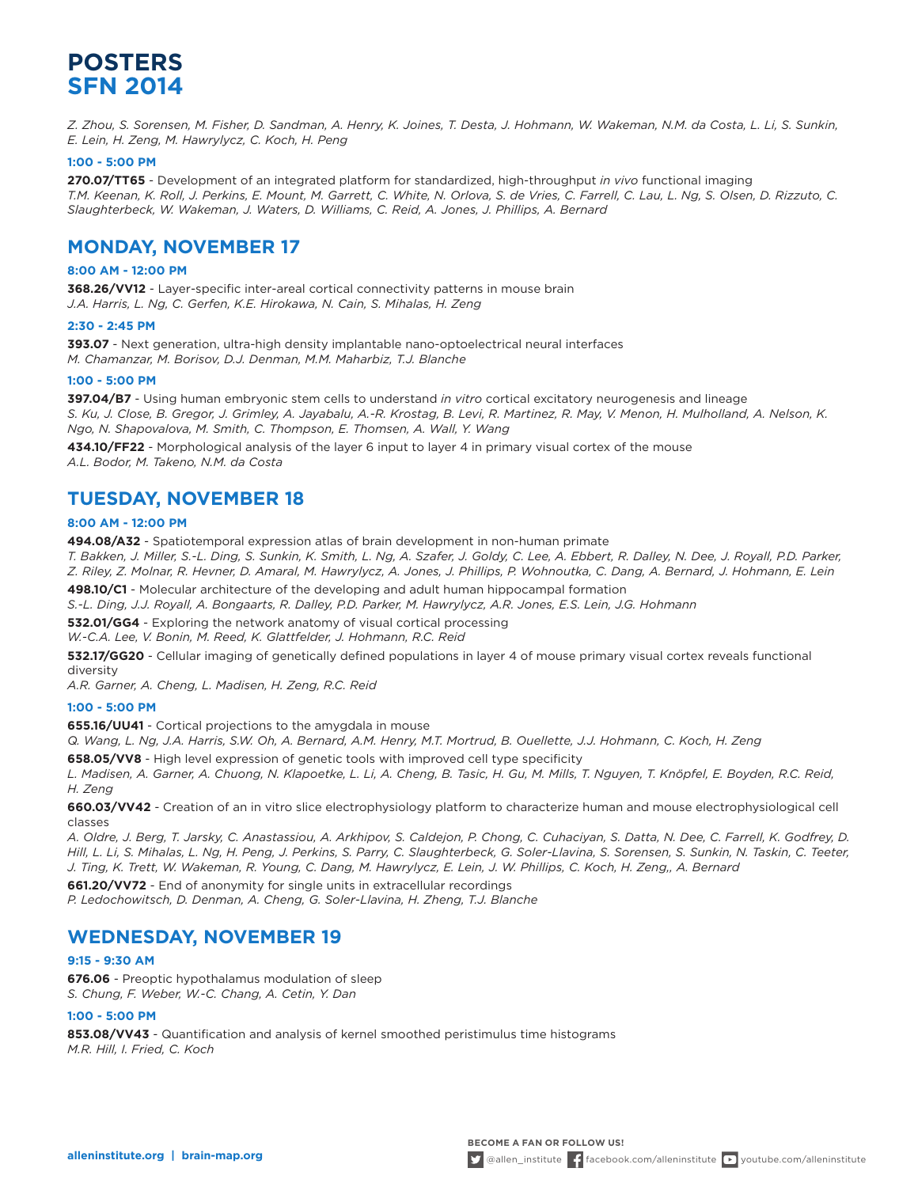# POSTERS
# SFN 2014

*Z. Zhou, S. Sorensen, M. Fisher, D. Sandman, A. Henry, K. Joines, T. Desta, J. Hohmann, W. Wakeman, N.M. da Costa, L. Li, S. Sunkin, E. Lein, H. Zeng, M. Hawrylycz, C. Koch, H. Peng*

#### 1:00 - 5:00 PM

**270.07/TT65** - Development of an integrated platform for standardized, high-throughput *in vivo* functional imaging
*T.M. Keenan, K. Roll, J. Perkins, E. Mount, M. Garrett, C. White, N. Orlova, S. de Vries, C. Farrell, C. Lau, L. Ng, S. Olsen, D. Rizzuto, C. Slaughterbeck, W. Wakeman, J. Waters, D. Williams, C. Reid, A. Jones, J. Phillips, A. Bernard*

## MONDAY, NOVEMBER 17

#### 8:00 AM - 12:00 PM

**368.26/VV12** - Layer-specific inter-areal cortical connectivity patterns in mouse brain
*J.A. Harris, L. Ng, C. Gerfen, K.E. Hirokawa, N. Cain, S. Mihalas, H. Zeng*

#### 2:30 - 2:45 PM

**393.07** - Next generation, ultra-high density implantable nano-optoelectrical neural interfaces
*M. Chamanzar, M. Borisov, D.J. Denman, M.M. Maharbiz, T.J. Blanche*

#### 1:00 - 5:00 PM

**397.04/B7** - Using human embryonic stem cells to understand *in vitro* cortical excitatory neurogenesis and lineage
*S. Ku, J. Close, B. Gregor, J. Grimley, A. Jayabalu, A.-R. Krostag, B. Levi, R. Martinez, R. May, V. Menon, H. Mulholland, A. Nelson, K. Ngo, N. Shapovalova, M. Smith, C. Thompson, E. Thomsen, A. Wall, Y. Wang*

**434.10/FF22** - Morphological analysis of the layer 6 input to layer 4 in primary visual cortex of the mouse
*A.L. Bodor, M. Takeno, N.M. da Costa*

## TUESDAY, NOVEMBER 18

#### 8:00 AM - 12:00 PM

**494.08/A32** - Spatiotemporal expression atlas of brain development in non-human primate
*T. Bakken, J. Miller, S.-L. Ding, S. Sunkin, K. Smith, L. Ng, A. Szafer, J. Goldy, C. Lee, A. Ebbert, R. Dalley, N. Dee, J. Royall, P.D. Parker, Z. Riley, Z. Molnar, R. Hevner, D. Amaral, M. Hawrylycz, A. Jones, J. Phillips, P. Wohnoutka, C. Dang, A. Bernard, J. Hohmann, E. Lein*

**498.10/C1** - Molecular architecture of the developing and adult human hippocampal formation
*S.-L. Ding, J.J. Royall, A. Bongaarts, R. Dalley, P.D. Parker, M. Hawrylycz, A.R. Jones, E.S. Lein, J.G. Hohmann*

**532.01/GG4** - Exploring the network anatomy of visual cortical processing
*W.-C.A. Lee, V. Bonin, M. Reed, K. Glattfelder, J. Hohmann, R.C. Reid*

**532.17/GG20** - Cellular imaging of genetically defined populations in layer 4 of mouse primary visual cortex reveals functional diversity
*A.R. Garner, A. Cheng, L. Madisen, H. Zeng, R.C. Reid*

#### 1:00 - 5:00 PM

**655.16/UU41** - Cortical projections to the amygdala in mouse
*Q. Wang, L. Ng, J.A. Harris, S.W. Oh, A. Bernard, A.M. Henry, M.T. Mortrud, B. Ouellette, J.J. Hohmann, C. Koch, H. Zeng*

**658.05/VV8** - High level expression of genetic tools with improved cell type specificity
*L. Madisen, A. Garner, A. Chuong, N. Klapoetke, L. Li, A. Cheng, B. Tasic, H. Gu, M. Mills, T. Nguyen, T. Knöpfel, E. Boyden, R.C. Reid, H. Zeng*

**660.03/VV42** - Creation of an in vitro slice electrophysiology platform to characterize human and mouse electrophysiological cell classes
*A. Oldre, J. Berg, T. Jarsky, C. Anastassiou, A. Arkhipov, S. Caldejon, P. Chong, C. Cuhaciyan, S. Datta, N. Dee, C. Farrell, K. Godfrey, D. Hill, L. Li, S. Mihalas, L. Ng, H. Peng, J. Perkins, S. Parry, C. Slaughterbeck, G. Soler-Llavina, S. Sorensen, S. Sunkin, N. Taskin, C. Teeter, J. Ting, K. Trett, W. Wakeman, R. Young, C. Dang, M. Hawrylycz, E. Lein, J. W. Phillips, C. Koch, H. Zeng,, A. Bernard*

**661.20/VV72** - End of anonymity for single units in extracellular recordings
*P. Ledochowitsch, D. Denman, A. Cheng, G. Soler-Llavina, H. Zheng, T.J. Blanche*

## WEDNESDAY, NOVEMBER 19

#### 9:15 - 9:30 AM

**676.06** - Preoptic hypothalamus modulation of sleep
*S. Chung, F. Weber, W.-C. Chang, A. Cetin, Y. Dan*

#### 1:00 - 5:00 PM

**853.08/VV43** - Quantification and analysis of kernel smoothed peristimulus time histograms
*M.R. Hill, I. Fried, C. Koch*

alleninstitute.org | brain-map.org

BECOME A FAN OR FOLLOW US!
@allen_institute facebook.com/alleninstitute youtube.com/alleninstitute